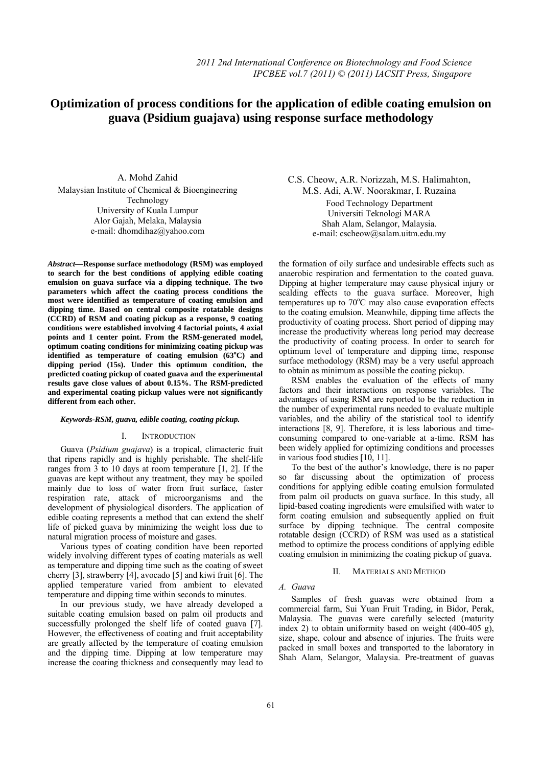# Optimization of process conditions for the application of edible coating emulsion on guava (Psidium guajava) using response surface methodology

A. Mohd Zahid
Malaysian Institute of Chemical & Bioengineering Technology
University of Kuala Lumpur
Alor Gajah, Melaka, Malaysia
e-mail: dhomdihaz@yahoo.com

C.S. Cheow, A.R. Norizzah, M.S. Halimahton, M.S. Adi, A.W. Noorakmar, I. Ruzaina
Food Technology Department
Universiti Teknologi MARA
Shah Alam, Selangor, Malaysia.
e-mail: cscheow@salam.uitm.edu.my

***Abstract*—Response surface methodology (RSM) was employed to search for the best conditions of applying edible coating emulsion on guava surface via a dipping technique. The two parameters which affect the coating process conditions the most were identified as temperature of coating emulsion and dipping time. Based on central composite rotatable designs (CCRD) of RSM and coating pickup as a response, 9 coating conditions were established involving 4 factorial points, 4 axial points and 1 center point. From the RSM-generated model, optimum coating conditions for minimizing coating pickup was identified as temperature of coating emulsion (63°C) and dipping period (15s). Under this optimum condition, the predicted coating pickup of coated guava and the experimental results gave close values of about 0.15%. The RSM-predicted and experimental coating pickup values were not significantly different from each other.**

***Keywords-RSM, guava, edible coating, coating pickup.***

## I. Introduction

Guava (*Psidium guajava*) is a tropical, climacteric fruit that ripens rapidly and is highly perishable. The shelf-life ranges from 3 to 10 days at room temperature [1, 2]. If the guavas are kept without any treatment, they may be spoiled mainly due to loss of water from fruit surface, faster respiration rate, attack of microorganisms and the development of physiological disorders. The application of edible coating represents a method that can extend the shelf life of picked guava by minimizing the weight loss due to natural migration process of moisture and gases.

Various types of coating condition have been reported widely involving different types of coating materials as well as temperature and dipping time such as the coating of sweet cherry [3], strawberry [4], avocado [5] and kiwi fruit [6]. The applied temperature varied from ambient to elevated temperature and dipping time within seconds to minutes.

In our previous study, we have already developed a suitable coating emulsion based on palm oil products and successfully prolonged the shelf life of coated guava [7]. However, the effectiveness of coating and fruit acceptability are greatly affected by the temperature of coating emulsion and the dipping time. Dipping at low temperature may increase the coating thickness and consequently may lead to the formation of oily surface and undesirable effects such as anaerobic respiration and fermentation to the coated guava. Dipping at higher temperature may cause physical injury or scalding effects to the guava surface. Moreover, high temperatures up to 70°C may also cause evaporation effects to the coating emulsion. Meanwhile, dipping time affects the productivity of coating process. Short period of dipping may increase the productivity whereas long period may decrease the productivity of coating process. In order to search for optimum level of temperature and dipping time, response surface methodology (RSM) may be a very useful approach to obtain as minimum as possible the coating pickup.

RSM enables the evaluation of the effects of many factors and their interactions on response variables. The advantages of using RSM are reported to be the reduction in the number of experimental runs needed to evaluate multiple variables, and the ability of the statistical tool to identify interactions [8, 9]. Therefore, it is less laborious and time-consuming compared to one-variable at a-time. RSM has been widely applied for optimizing conditions and processes in various food studies [10, 11].

To the best of the author's knowledge, there is no paper so far discussing about the optimization of process conditions for applying edible coating emulsion formulated from palm oil products on guava surface. In this study, all lipid-based coating ingredients were emulsified with water to form coating emulsion and subsequently applied on fruit surface by dipping technique. The central composite rotatable design (CCRD) of RSM was used as a statistical method to optimize the process conditions of applying edible coating emulsion in minimizing the coating pickup of guava.

## II. Materials and Method

### A. Guava

Samples of fresh guavas were obtained from a commercial farm, Sui Yuan Fruit Trading, in Bidor, Perak, Malaysia. The guavas were carefully selected (maturity index 2) to obtain uniformity based on weight (400-405 g), size, shape, colour and absence of injuries. The fruits were packed in small boxes and transported to the laboratory in Shah Alam, Selangor, Malaysia. Pre-treatment of guavas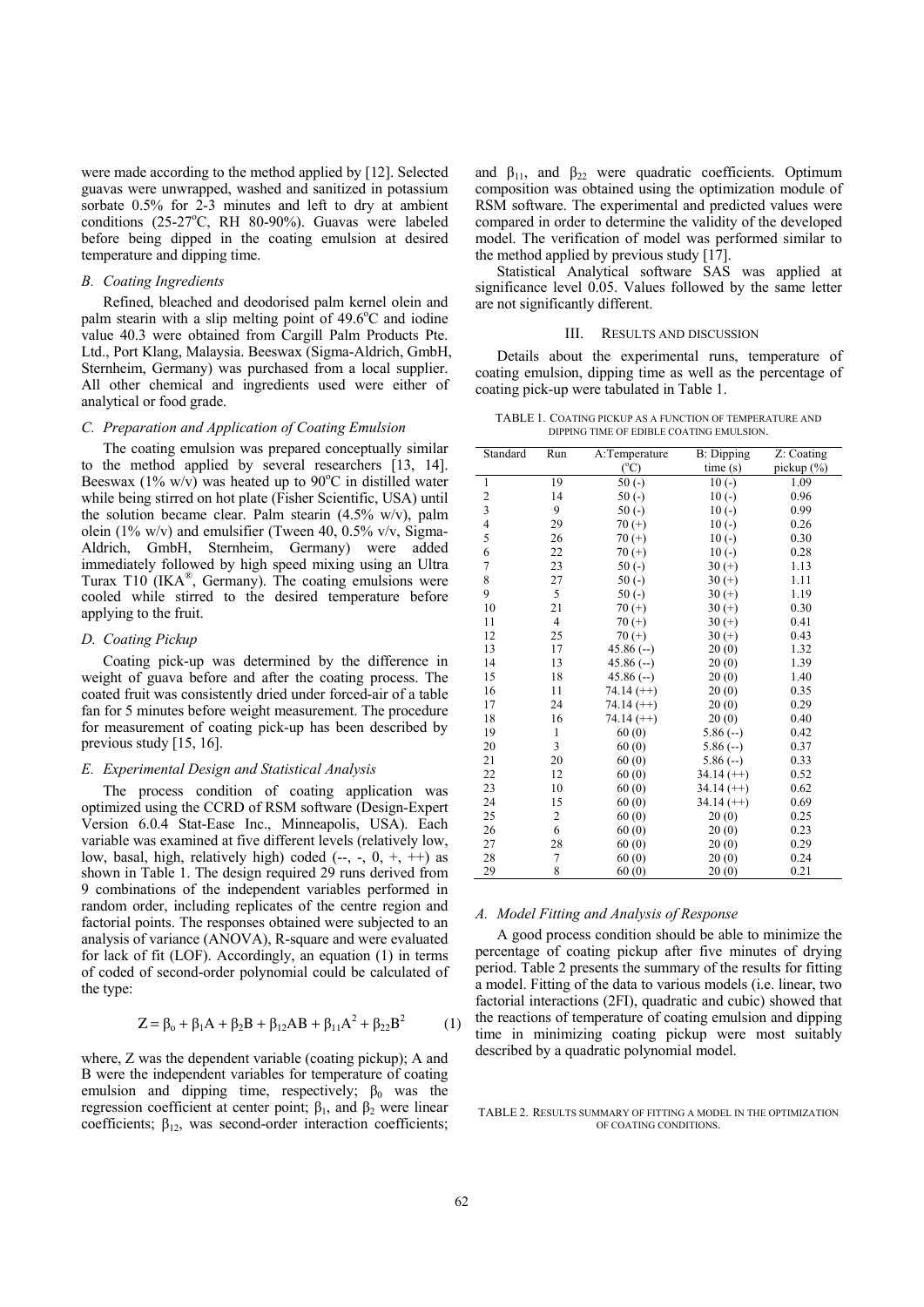were made according to the method applied by [12]. Selected guavas were unwrapped, washed and sanitized in potassium sorbate 0.5% for 2-3 minutes and left to dry at ambient conditions (25-27°C, RH 80-90%). Guavas were labeled before being dipped in the coating emulsion at desired temperature and dipping time.

### *B. Coating Ingredients*

Refined, bleached and deodorised palm kernel olein and palm stearin with a slip melting point of 49.6°C and iodine value 40.3 were obtained from Cargill Palm Products Pte. Ltd., Port Klang, Malaysia. Beeswax (Sigma-Aldrich, GmbH, Sternheim, Germany) was purchased from a local supplier. All other chemical and ingredients used were either of analytical or food grade.

### *C. Preparation and Application of Coating Emulsion*

The coating emulsion was prepared conceptually similar to the method applied by several researchers [13, 14]. Beeswax (1% w/v) was heated up to 90°C in distilled water while being stirred on hot plate (Fisher Scientific, USA) until the solution became clear. Palm stearin (4.5% w/v), palm olein (1% w/v) and emulsifier (Tween 40, 0.5% v/v, Sigma-Aldrich, GmbH, Sternheim, Germany) were added immediately followed by high speed mixing using an Ultra Turax T10 (IKA®, Germany). The coating emulsions were cooled while stirred to the desired temperature before applying to the fruit.

### *D. Coating Pickup*

Coating pick-up was determined by the difference in weight of guava before and after the coating process. The coated fruit was consistently dried under forced-air of a table fan for 5 minutes before weight measurement. The procedure for measurement of coating pick-up has been described by previous study [15, 16].

### *E. Experimental Design and Statistical Analysis*

The process condition of coating application was optimized using the CCRD of RSM software (Design-Expert Version 6.0.4 Stat-Ease Inc., Minneapolis, USA). Each variable was examined at five different levels (relatively low, low, basal, high, relatively high) coded (--, -, 0, +, ++) as shown in Table 1. The design required 29 runs derived from 9 combinations of the independent variables performed in random order, including replicates of the centre region and factorial points. The responses obtained were subjected to an analysis of variance (ANOVA), R-square and were evaluated for lack of fit (LOF). Accordingly, an equation (1) in terms of coded of second-order polynomial could be calculated of the type:

$$Z = \beta_o + \beta_1 A + \beta_2 B + \beta_{12} AB + \beta_{11} A^2 + \beta_{22} B^2 \qquad (1)$$

where, Z was the dependent variable (coating pickup); A and B were the independent variables for temperature of coating emulsion and dipping time, respectively; $\beta_0$ was the regression coefficient at center point; $\beta_1$, and $\beta_2$ were linear coefficients; $\beta_{12}$, was second-order interaction coefficients; and $\beta_{11}$, and $\beta_{22}$ were quadratic coefficients. Optimum composition was obtained using the optimization module of RSM software. The experimental and predicted values were compared in order to determine the validity of the developed model. The verification of model was performed similar to the method applied by previous study [17].

Statistical Analytical software SAS was applied at significance level 0.05. Values followed by the same letter are not significantly different.

## III. RESULTS AND DISCUSSION

Details about the experimental runs, temperature of coating emulsion, dipping time as well as the percentage of coating pick-up were tabulated in Table 1.

TABLE 1. COATING PICKUP AS A FUNCTION OF TEMPERATURE AND DIPPING TIME OF EDIBLE COATING EMULSION.

| Standard | Run | A:Temperature (°C) | B: Dipping time (s) | Z: Coating pickup (%) |
|---|---|---|---|---|
| 1 | 19 | 50 (-) | 10 (-) | 1.09 |
| 2 | 14 | 50 (-) | 10 (-) | 0.96 |
| 3 | 9 | 50 (-) | 10 (-) | 0.99 |
| 4 | 29 | 70 (+) | 10 (-) | 0.26 |
| 5 | 26 | 70 (+) | 10 (-) | 0.30 |
| 6 | 22 | 70 (+) | 10 (-) | 0.28 |
| 7 | 23 | 50 (-) | 30 (+) | 1.13 |
| 8 | 27 | 50 (-) | 30 (+) | 1.11 |
| 9 | 5 | 50 (-) | 30 (+) | 1.19 |
| 10 | 21 | 70 (+) | 30 (+) | 0.30 |
| 11 | 4 | 70 (+) | 30 (+) | 0.41 |
| 12 | 25 | 70 (+) | 30 (+) | 0.43 |
| 13 | 17 | 45.86 (--) | 20 (0) | 1.32 |
| 14 | 13 | 45.86 (--) | 20 (0) | 1.39 |
| 15 | 18 | 45.86 (--) | 20 (0) | 1.40 |
| 16 | 11 | 74.14 (++) | 20 (0) | 0.35 |
| 17 | 24 | 74.14 (++) | 20 (0) | 0.29 |
| 18 | 16 | 74.14 (++) | 20 (0) | 0.40 |
| 19 | 1 | 60 (0) | 5.86 (--) | 0.42 |
| 20 | 3 | 60 (0) | 5.86 (--) | 0.37 |
| 21 | 20 | 60 (0) | 5.86 (--) | 0.33 |
| 22 | 12 | 60 (0) | 34.14 (++) | 0.52 |
| 23 | 10 | 60 (0) | 34.14 (++) | 0.62 |
| 24 | 15 | 60 (0) | 34.14 (++) | 0.69 |
| 25 | 2 | 60 (0) | 20 (0) | 0.25 |
| 26 | 6 | 60 (0) | 20 (0) | 0.23 |
| 27 | 28 | 60 (0) | 20 (0) | 0.29 |
| 28 | 7 | 60 (0) | 20 (0) | 0.24 |
| 29 | 8 | 60 (0) | 20 (0) | 0.21 |

### *A. Model Fitting and Analysis of Response*

A good process condition should be able to minimize the percentage of coating pickup after five minutes of drying period. Table 2 presents the summary of the results for fitting a model. Fitting of the data to various models (i.e. linear, two factorial interactions (2FI), quadratic and cubic) showed that the reactions of temperature of coating emulsion and dipping time in minimizing coating pickup were most suitably described by a quadratic polynomial model.

TABLE 2. RESULTS SUMMARY OF FITTING A MODEL IN THE OPTIMIZATION OF COATING CONDITIONS.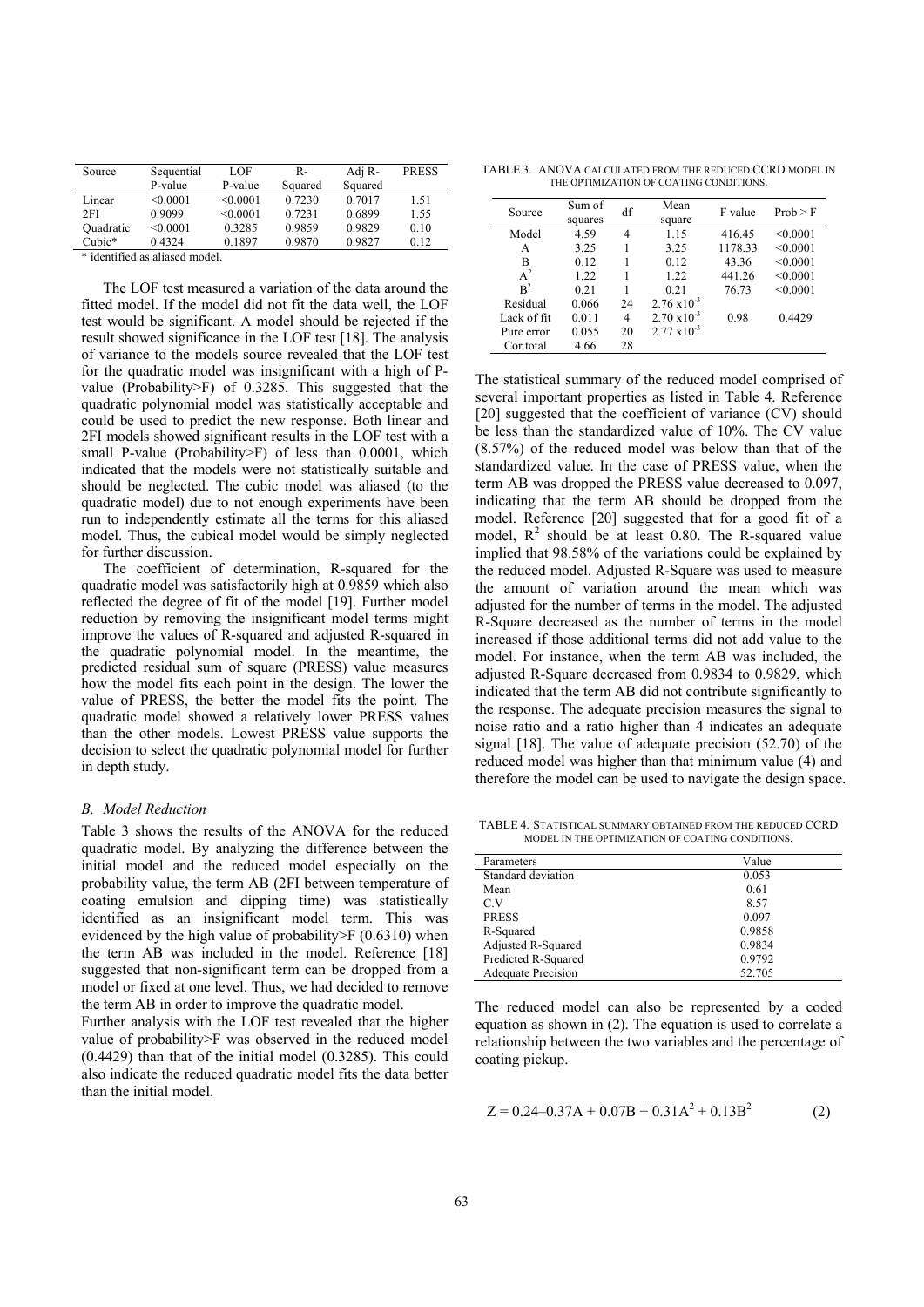| Source | Sequential P-value | LOF P-value | R-Squared | Adj R-Squared | PRESS |
|---|---|---|---|---|---|
| Linear | <0.0001 | <0.0001 | 0.7230 | 0.7017 | 1.51 |
| 2FI | 0.9099 | <0.0001 | 0.7231 | 0.6899 | 1.55 |
| Quadratic | <0.0001 | 0.3285 | 0.9859 | 0.9829 | 0.10 |
| Cubic* | 0.4324 | 0.1897 | 0.9870 | 0.9827 | 0.12 |

\* identified as aliased model.

The LOF test measured a variation of the data around the fitted model. If the model did not fit the data well, the LOF test would be significant. A model should be rejected if the result showed significance in the LOF test [18]. The analysis of variance to the models source revealed that the LOF test for the quadratic model was insignificant with a high of P-value (Probability>F) of 0.3285. This suggested that the quadratic polynomial model was statistically acceptable and could be used to predict the new response. Both linear and 2FI models showed significant results in the LOF test with a small P-value (Probability>F) of less than 0.0001, which indicated that the models were not statistically suitable and should be neglected. The cubic model was aliased (to the quadratic model) due to not enough experiments have been run to independently estimate all the terms for this aliased model. Thus, the cubical model would be simply neglected for further discussion.

The coefficient of determination, R-squared for the quadratic model was satisfactorily high at 0.9859 which also reflected the degree of fit of the model [19]. Further model reduction by removing the insignificant model terms might improve the values of R-squared and adjusted R-squared in the quadratic polynomial model. In the meantime, the predicted residual sum of square (PRESS) value measures how the model fits each point in the design. The lower the value of PRESS, the better the model fits the point. The quadratic model showed a relatively lower PRESS values than the other models. Lowest PRESS value supports the decision to select the quadratic polynomial model for further in depth study.

### *B. Model Reduction*

Table 3 shows the results of the ANOVA for the reduced quadratic model. By analyzing the difference between the initial model and the reduced model especially on the probability value, the term AB (2FI between temperature of coating emulsion and dipping time) was statistically identified as an insignificant model term. This was evidenced by the high value of probability>F (0.6310) when the term AB was included in the model. Reference [18] suggested that non-significant term can be dropped from a model or fixed at one level. Thus, we had decided to remove the term AB in order to improve the quadratic model.

Further analysis with the LOF test revealed that the higher value of probability>F was observed in the reduced model (0.4429) than that of the initial model (0.3285). This could also indicate the reduced quadratic model fits the data better than the initial model.

TABLE 3. ANOVA CALCULATED FROM THE REDUCED CCRD MODEL IN THE OPTIMIZATION OF COATING CONDITIONS.

| Source | Sum of squares | df | Mean square | F value | Prob > F |
|---|---|---|---|---|---|
| Model | 4.59 | 4 | 1.15 | 416.45 | <0.0001 |
| A | 3.25 | 1 | 3.25 | 1178.33 | <0.0001 |
| B | 0.12 | 1 | 0.12 | 43.36 | <0.0001 |
| $A^2$ | 1.22 | 1 | 1.22 | 441.26 | <0.0001 |
| $B^2$ | 0.21 | 1 | 0.21 | 76.73 | <0.0001 |
| Residual | 0.066 | 24 | $2.76 \times 10^{-3}$ | | |
| Lack of fit | 0.011 | 4 | $2.70 \times 10^{-3}$ | 0.98 | 0.4429 |
| Pure error | 0.055 | 20 | $2.77 \times 10^{-3}$ | | |
| Cor total | 4.66 | 28 | | | |

The statistical summary of the reduced model comprised of several important properties as listed in Table 4. Reference [20] suggested that the coefficient of variance (CV) should be less than the standardized value of 10%. The CV value (8.57%) of the reduced model was below than that of the standardized value. In the case of PRESS value, when the term AB was dropped the PRESS value decreased to 0.097, indicating that the term AB should be dropped from the model. Reference [20] suggested that for a good fit of a model, $R^2$ should be at least 0.80. The R-squared value implied that 98.58% of the variations could be explained by the reduced model. Adjusted R-Square was used to measure the amount of variation around the mean which was adjusted for the number of terms in the model. The adjusted R-Square decreased as the number of terms in the model increased if those additional terms did not add value to the model. For instance, when the term AB was included, the adjusted R-Square decreased from 0.9834 to 0.9829, which indicated that the term AB did not contribute significantly to the response. The adequate precision measures the signal to noise ratio and a ratio higher than 4 indicates an adequate signal [18]. The value of adequate precision (52.70) of the reduced model was higher than that minimum value (4) and therefore the model can be used to navigate the design space.

TABLE 4. STATISTICAL SUMMARY OBTAINED FROM THE REDUCED CCRD MODEL IN THE OPTIMIZATION OF COATING CONDITIONS.

| Parameters | Value |
|---|---|
| Standard deviation | 0.053 |
| Mean | 0.61 |
| C.V | 8.57 |
| PRESS | 0.097 |
| R-Squared | 0.9858 |
| Adjusted R-Squared | 0.9834 |
| Predicted R-Squared | 0.9792 |
| Adequate Precision | 52.705 |

The reduced model can also be represented by a coded equation as shown in (2). The equation is used to correlate a relationship between the two variables and the percentage of coating pickup.

$$Z = 0.24 – 0.37A + 0.07B + 0.31A^2 + 0.13B^2 \qquad (2)$$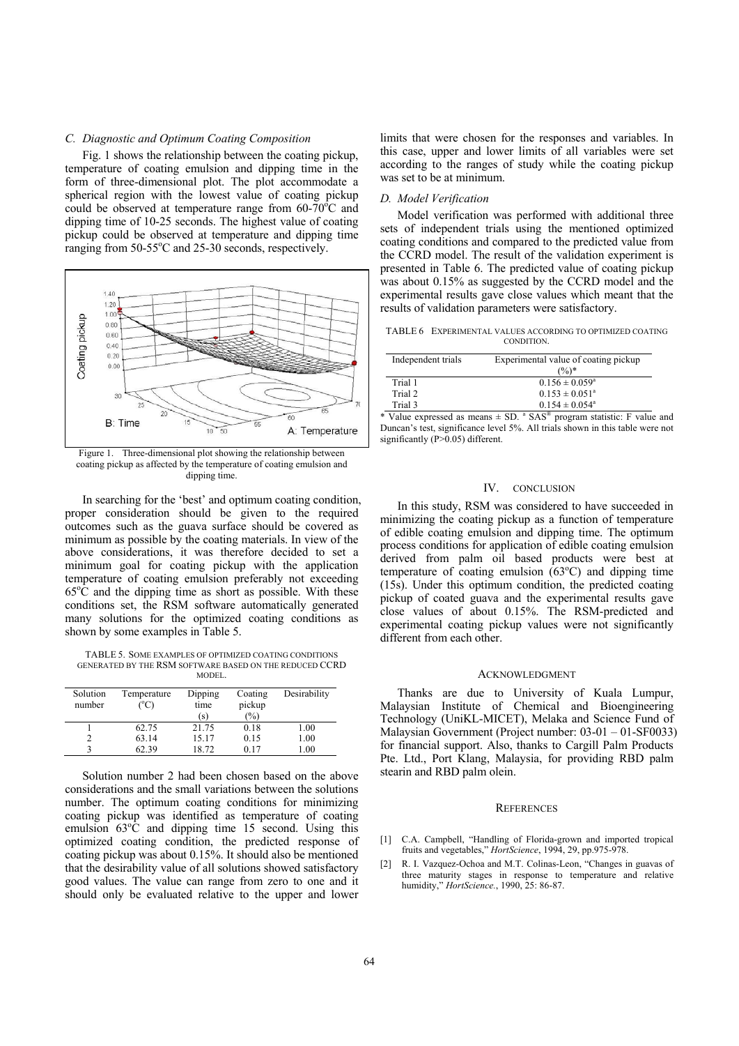### C. Diagnostic and Optimum Coating Composition

Fig. 1 shows the relationship between the coating pickup, temperature of coating emulsion and dipping time in the form of three-dimensional plot. The plot accommodate a spherical region with the lowest value of coating pickup could be observed at temperature range from 60-70°C and dipping time of 10-25 seconds. The highest value of coating pickup could be observed at temperature and dipping time ranging from 50-55°C and 25-30 seconds, respectively.

Figure 1. Three-dimensional plot showing the relationship between coating pickup as affected by the temperature of coating emulsion and dipping time.

In searching for the 'best' and optimum coating condition, proper consideration should be given to the required outcomes such as the guava surface should be covered as minimum as possible by the coating materials. In view of the above considerations, it was therefore decided to set a minimum goal for coating pickup with the application temperature of coating emulsion preferably not exceeding 65°C and the dipping time as short as possible. With these conditions set, the RSM software automatically generated many solutions for the optimized coating conditions as shown by some examples in Table 5.

TABLE 5. SOME EXAMPLES OF OPTIMIZED COATING CONDITIONS GENERATED BY THE RSM SOFTWARE BASED ON THE REDUCED CCRD MODEL.

| Solution number | Temperature (°C) | Dipping time (s) | Coating pickup (%) | Desirability |
|---|---|---|---|---|
| 1 | 62.75 | 21.75 | 0.18 | 1.00 |
| 2 | 63.14 | 15.17 | 0.15 | 1.00 |
| 3 | 62.39 | 18.72 | 0.17 | 1.00 |

Solution number 2 had been chosen based on the above considerations and the small variations between the solutions number. The optimum coating conditions for minimizing coating pickup was identified as temperature of coating emulsion 63°C and dipping time 15 second. Using this optimized coating condition, the predicted response of coating pickup was about 0.15%. It should also be mentioned that the desirability value of all solutions showed satisfactory good values. The value can range from zero to one and it should only be evaluated relative to the upper and lower limits that were chosen for the responses and variables. In this case, upper and lower limits of all variables were set according to the ranges of study while the coating pickup was set to be at minimum.

### D. Model Verification

Model verification was performed with additional three sets of independent trials using the mentioned optimized coating conditions and compared to the predicted value from the CCRD model. The result of the validation experiment is presented in Table 6. The predicted value of coating pickup was about 0.15% as suggested by the CCRD model and the experimental results gave close values which meant that the results of validation parameters were satisfactory.

TABLE 6 EXPERIMENTAL VALUES ACCORDING TO OPTIMIZED COATING CONDITION.

| Independent trials | Experimental value of coating pickup (%)* |
|---|---|
| Trial 1 | $0.156 \pm 0.059^a$ |
| Trial 2 | $0.153 \pm 0.051^a$ |
| Trial 3 | $0.154 \pm 0.054^a$ |

* Value expressed as means ± SD. [a] SAS® program statistic: F value and Duncan's test, significance level 5%. All trials shown in this table were not significantly ($P>0.05$) different.

## IV. CONCLUSION

In this study, RSM was considered to have succeeded in minimizing the coating pickup as a function of temperature of edible coating emulsion and dipping time. The optimum process conditions for application of edible coating emulsion derived from palm oil based products were best at temperature of coating emulsion (63°C) and dipping time (15s). Under this optimum condition, the predicted coating pickup of coated guava and the experimental results gave close values of about 0.15%. The RSM-predicted and experimental coating pickup values were not significantly different from each other.

## ACKNOWLEDGMENT

Thanks are due to University of Kuala Lumpur, Malaysian Institute of Chemical and Bioengineering Technology (UniKL-MICET), Melaka and Science Fund of Malaysian Government (Project number: 03-01 – 01-SF0033) for financial support. Also, thanks to Cargill Palm Products Pte. Ltd., Port Klang, Malaysia, for providing RBD palm stearin and RBD palm olein.

## REFERENCES

[1] C.A. Campbell, "Handling of Florida-grown and imported tropical fruits and vegetables," *HortScience*, 1994, 29, pp.975-978.

[2] R. I. Vazquez-Ochoa and M.T. Colinas-Leon, "Changes in guavas of three maturity stages in response to temperature and relative humidity," *HortScience.*, 1990, 25: 86-87.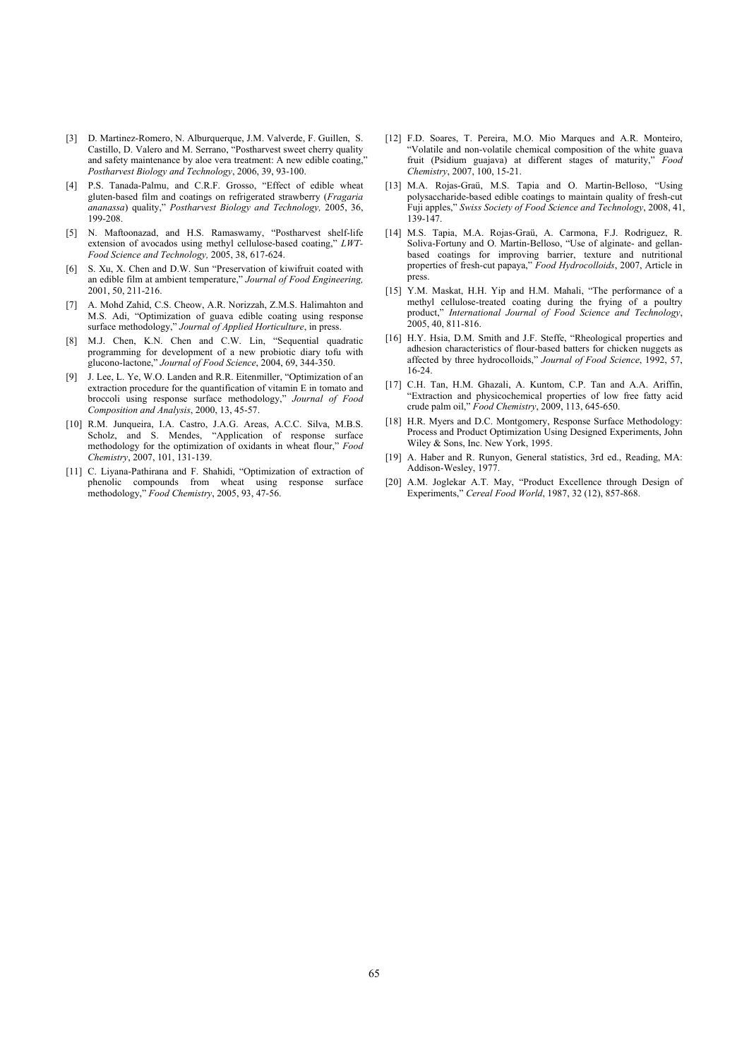[3] D. Martinez-Romero, N. Alburquerque, J.M. Valverde, F. Guillen, S. Castillo, D. Valero and M. Serrano, "Postharvest sweet cherry quality and safety maintenance by aloe vera treatment: A new edible coating," *Postharvest Biology and Technology*, 2006, 39, 93-100.

[4] P.S. Tanada-Palmu, and C.R.F. Grosso, "Effect of edible wheat gluten-based film and coatings on refrigerated strawberry (*Fragaria ananassa*) quality," *Postharvest Biology and Technology,* 2005, 36, 199-208.

[5] N. Maftoonazad, and H.S. Ramaswamy, "Postharvest shelf-life extension of avocados using methyl cellulose-based coating," *LWT-Food Science and Technology,* 2005, 38, 617-624.

[6] S. Xu, X. Chen and D.W. Sun "Preservation of kiwifruit coated with an edible film at ambient temperature," *Journal of Food Engineering,* 2001, 50, 211-216.

[7] A. Mohd Zahid, C.S. Cheow, A.R. Norizzah, Z.M.S. Halimahton and M.S. Adi, "Optimization of guava edible coating using response surface methodology," *Journal of Applied Horticulture*, in press.

[8] M.J. Chen, K.N. Chen and C.W. Lin, "Sequential quadratic programming for development of a new probiotic diary tofu with glucono-lactone," *Journal of Food Science*, 2004, 69, 344-350.

[9] J. Lee, L. Ye, W.O. Landen and R.R. Eitenmiller, "Optimization of an extraction procedure for the quantification of vitamin E in tomato and broccoli using response surface methodology," *Journal of Food Composition and Analysis*, 2000, 13, 45-57.

[10] R.M. Junqueira, I.A. Castro, J.A.G. Areas, A.C.C. Silva, M.B.S. Scholz, and S. Mendes, "Application of response surface methodology for the optimization of oxidants in wheat flour," *Food Chemistry*, 2007, 101, 131-139.

[11] C. Liyana-Pathirana and F. Shahidi, "Optimization of extraction of phenolic compounds from wheat using response surface methodology," *Food Chemistry*, 2005, 93, 47-56.

[12] F.D. Soares, T. Pereira, M.O. Mio Marques and A.R. Monteiro, "Volatile and non-volatile chemical composition of the white guava fruit (Psidium guajava) at different stages of maturity," *Food Chemistry*, 2007, 100, 15-21.

[13] M.A. Rojas-Graü, M.S. Tapia and O. Martin-Belloso, "Using polysaccharide-based edible coatings to maintain quality of fresh-cut Fuji apples," *Swiss Society of Food Science and Technology*, 2008, 41, 139-147.

[14] M.S. Tapia, M.A. Rojas-Graü, A. Carmona, F.J. Rodriguez, R. Soliva-Fortuny and O. Martin-Belloso, "Use of alginate- and gellan-based coatings for improving barrier, texture and nutritional properties of fresh-cut papaya," *Food Hydrocolloids*, 2007, Article in press.

[15] Y.M. Maskat, H.H. Yip and H.M. Mahali, "The performance of a methyl cellulose-treated coating during the frying of a poultry product," *International Journal of Food Science and Technology*, 2005, 40, 811-816.

[16] H.Y. Hsia, D.M. Smith and J.F. Steffe, "Rheological properties and adhesion characteristics of flour-based batters for chicken nuggets as affected by three hydrocolloids," *Journal of Food Science*, 1992, 57, 16-24.

[17] C.H. Tan, H.M. Ghazali, A. Kuntom, C.P. Tan and A.A. Ariffin, "Extraction and physicochemical properties of low free fatty acid crude palm oil," *Food Chemistry*, 2009, 113, 645-650.

[18] H.R. Myers and D.C. Montgomery, Response Surface Methodology: Process and Product Optimization Using Designed Experiments, John Wiley & Sons, Inc. New York, 1995.

[19] A. Haber and R. Runyon, General statistics, 3rd ed., Reading, MA: Addison-Wesley, 1977.

[20] A.M. Joglekar A.T. May, "Product Excellence through Design of Experiments," *Cereal Food World*, 1987, 32 (12), 857-868.